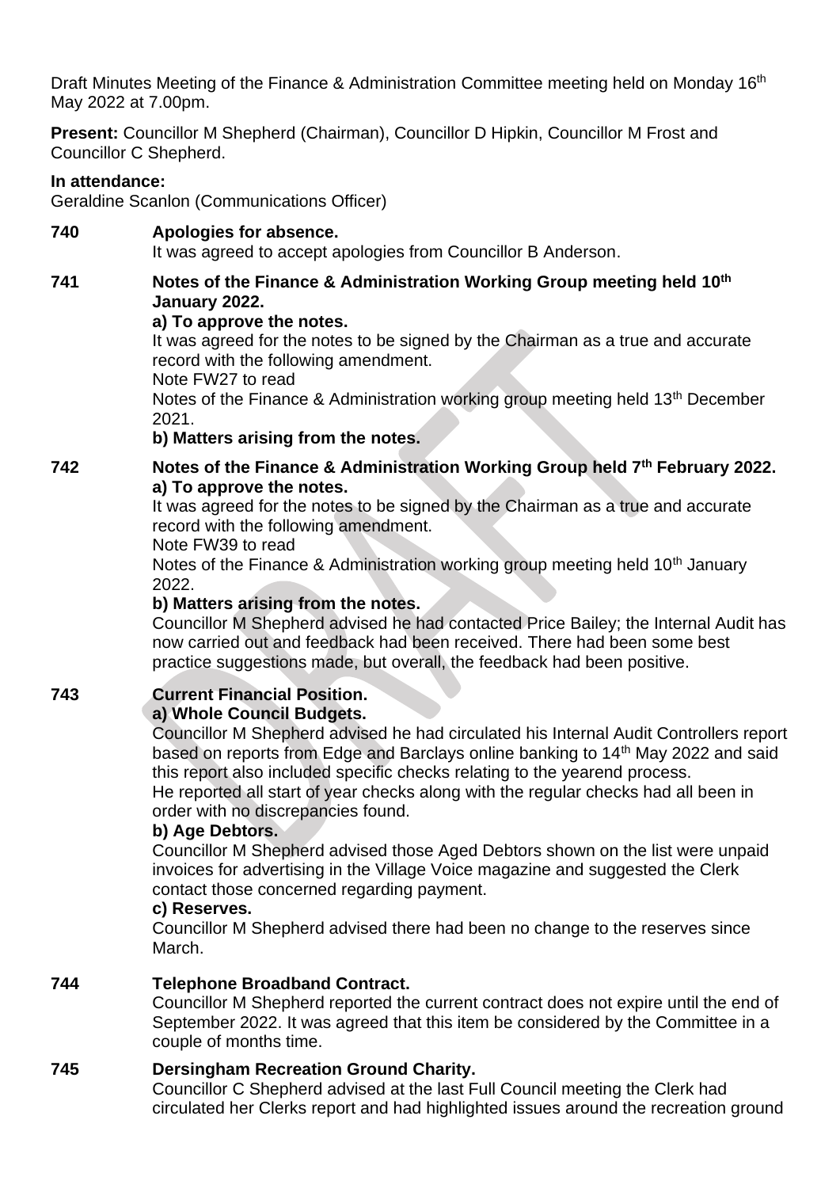Draft Minutes Meeting of the Finance & Administration Committee meeting held on Monday 16th May 2022 at 7.00pm.

**Present:** Councillor M Shepherd (Chairman), Councillor D Hipkin, Councillor M Frost and Councillor C Shepherd.

**In attendance:**
Geraldine Scanlon (Communications Officer)

**740 Apologies for absence.**
It was agreed to accept apologies from Councillor B Anderson.

**741 Notes of the Finance & Administration Working Group meeting held 10th January 2022.**

**a) To approve the notes.**
It was agreed for the notes to be signed by the Chairman as a true and accurate record with the following amendment.
Note FW27 to read
Notes of the Finance & Administration working group meeting held 13th December 2021.

**b) Matters arising from the notes.**

**742 Notes of the Finance & Administration Working Group held 7th February 2022.**

**a) To approve the notes.**
It was agreed for the notes to be signed by the Chairman as a true and accurate record with the following amendment.
Note FW39 to read
Notes of the Finance & Administration working group meeting held 10th January 2022.

**b) Matters arising from the notes.**
Councillor M Shepherd advised he had contacted Price Bailey; the Internal Audit has now carried out and feedback had been received. There had been some best practice suggestions made, but overall, the feedback had been positive.

**743 Current Financial Position.**

**a) Whole Council Budgets.**
Councillor M Shepherd advised he had circulated his Internal Audit Controllers report based on reports from Edge and Barclays online banking to 14th May 2022 and said this report also included specific checks relating to the yearend process.
He reported all start of year checks along with the regular checks had all been in order with no discrepancies found.

**b) Age Debtors.**
Councillor M Shepherd advised those Aged Debtors shown on the list were unpaid invoices for advertising in the Village Voice magazine and suggested the Clerk contact those concerned regarding payment.

**c) Reserves.**
Councillor M Shepherd advised there had been no change to the reserves since March.

**744 Telephone Broadband Contract.**
Councillor M Shepherd reported the current contract does not expire until the end of September 2022. It was agreed that this item be considered by the Committee in a couple of months time.

**745 Dersingham Recreation Ground Charity.**
Councillor C Shepherd advised at the last Full Council meeting the Clerk had circulated her Clerks report and had highlighted issues around the recreation ground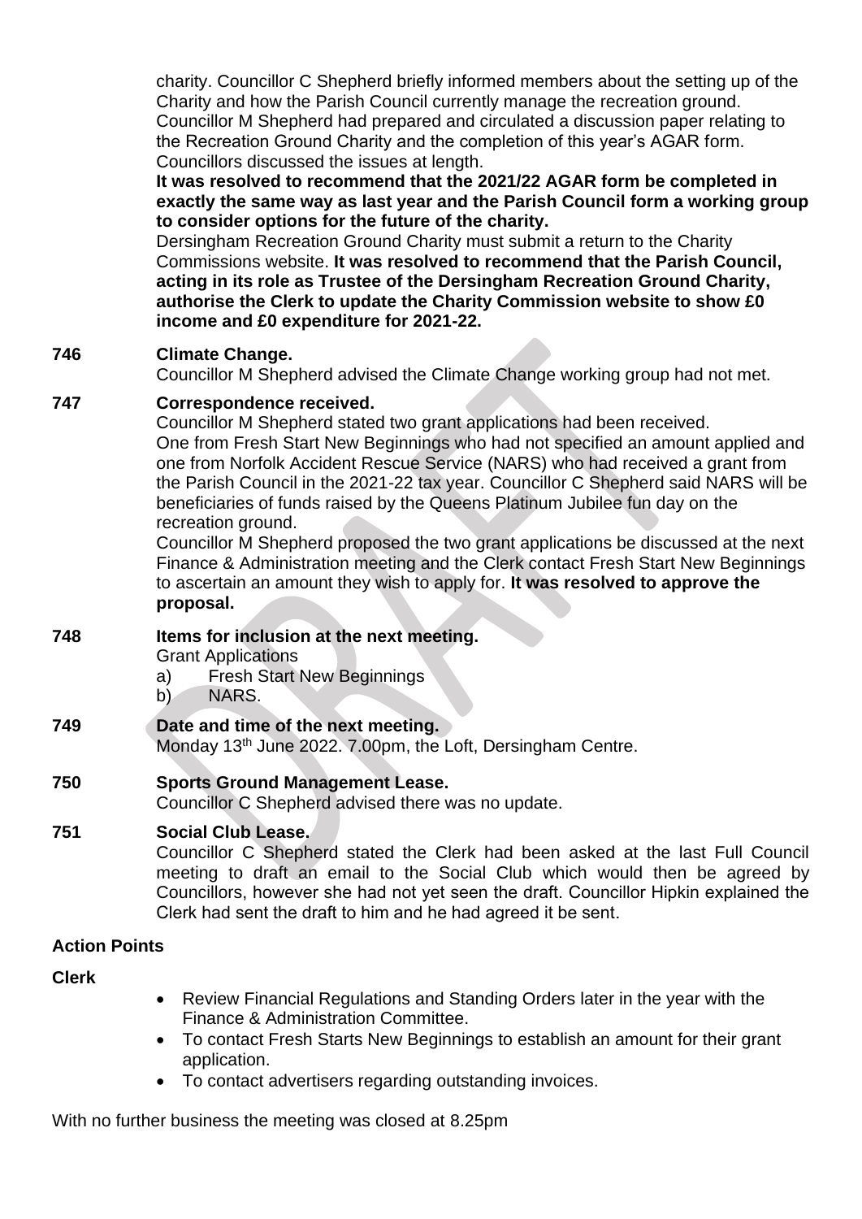charity. Councillor C Shepherd briefly informed members about the setting up of the Charity and how the Parish Council currently manage the recreation ground. Councillor M Shepherd had prepared and circulated a discussion paper relating to the Recreation Ground Charity and the completion of this year's AGAR form. Councillors discussed the issues at length.

**It was resolved to recommend that the 2021/22 AGAR form be completed in exactly the same way as last year and the Parish Council form a working group to consider options for the future of the charity.**

Dersingham Recreation Ground Charity must submit a return to the Charity Commissions website. **It was resolved to recommend that the Parish Council, acting in its role as Trustee of the Dersingham Recreation Ground Charity, authorise the Clerk to update the Charity Commission website to show £0 income and £0 expenditure for 2021-22.**

**746 Climate Change.**

Councillor M Shepherd advised the Climate Change working group had not met.

**747 Correspondence received.**

Councillor M Shepherd stated two grant applications had been received.

One from Fresh Start New Beginnings who had not specified an amount applied and one from Norfolk Accident Rescue Service (NARS) who had received a grant from the Parish Council in the 2021-22 tax year. Councillor C Shepherd said NARS will be beneficiaries of funds raised by the Queens Platinum Jubilee fun day on the recreation ground.

Councillor M Shepherd proposed the two grant applications be discussed at the next Finance & Administration meeting and the Clerk contact Fresh Start New Beginnings to ascertain an amount they wish to apply for. **It was resolved to approve the proposal.**

**748 Items for inclusion at the next meeting.**

Grant Applications

a) Fresh Start New Beginnings
b) NARS.

**749 Date and time of the next meeting.**

Monday 13th June 2022. 7.00pm, the Loft, Dersingham Centre.

**750 Sports Ground Management Lease.**

Councillor C Shepherd advised there was no update.

**751 Social Club Lease.**

Councillor C Shepherd stated the Clerk had been asked at the last Full Council meeting to draft an email to the Social Club which would then be agreed by Councillors, however she had not yet seen the draft. Councillor Hipkin explained the Clerk had sent the draft to him and he had agreed it be sent.

**Action Points**

**Clerk**

- Review Financial Regulations and Standing Orders later in the year with the Finance & Administration Committee.
- To contact Fresh Starts New Beginnings to establish an amount for their grant application.
- To contact advertisers regarding outstanding invoices.

With no further business the meeting was closed at 8.25pm